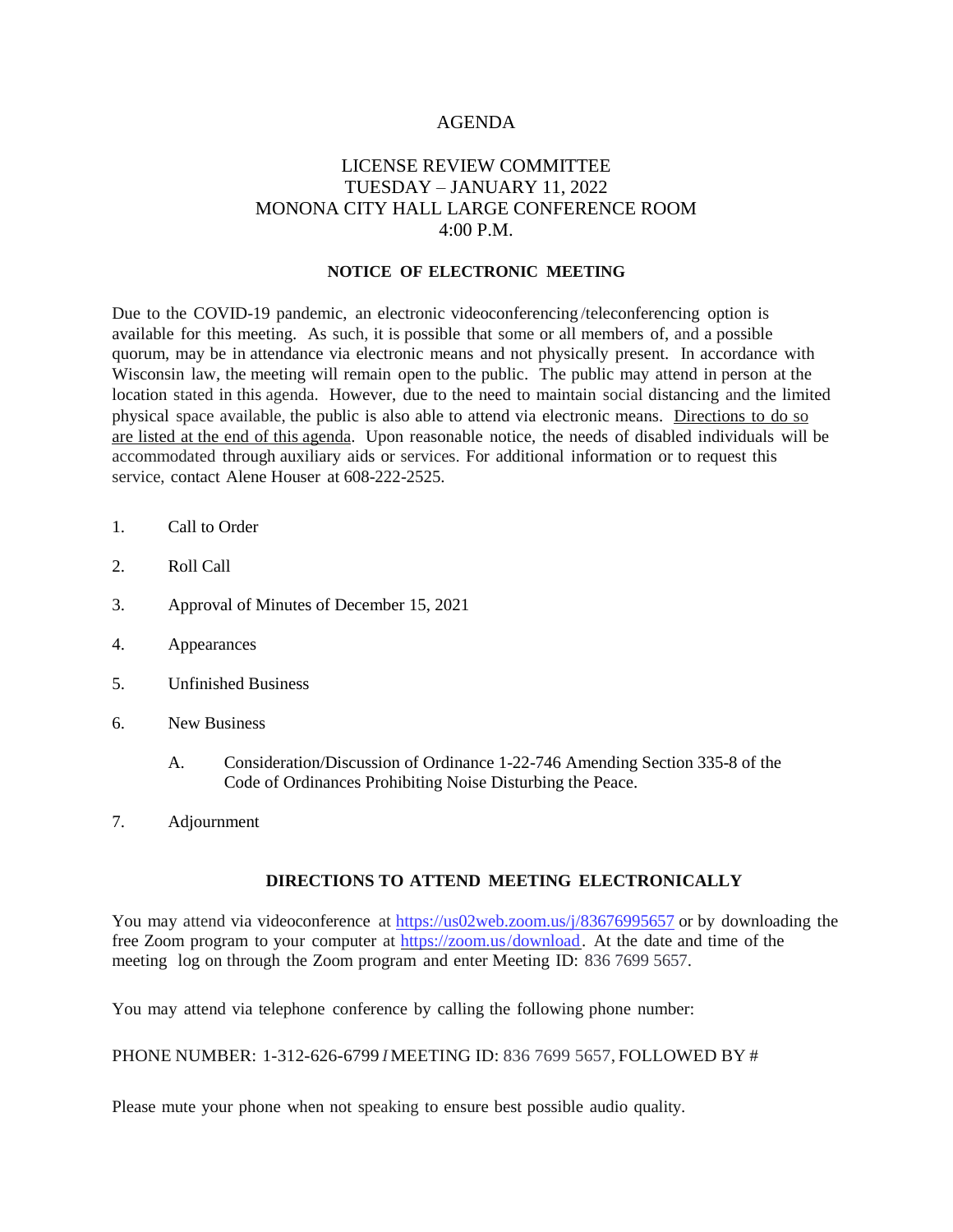# AGENDA

## LICENSE REVIEW COMMITTEE
## TUESDAY – JANUARY 11, 2022
## MONONA CITY HALL LARGE CONFERENCE ROOM
## 4:00 P.M.

**NOTICE OF ELECTRONIC MEETING**

Due to the COVID-19 pandemic, an electronic videoconferencing/teleconferencing option is available for this meeting. As such, it is possible that some or all members of, and a possible quorum, may be in attendance via electronic means and not physically present. In accordance with Wisconsin law, the meeting will remain open to the public. The public may attend in person at the location stated in this agenda. However, due to the need to maintain social distancing and the limited physical space available, the public is also able to attend via electronic means. Directions to do so are listed at the end of this agenda. Upon reasonable notice, the needs of disabled individuals will be accommodated through auxiliary aids or services. For additional information or to request this service, contact Alene Houser at 608-222-2525.

1. Call to Order
2. Roll Call
3. Approval of Minutes of December 15, 2021
4. Appearances
5. Unfinished Business
6. New Business
   A. Consideration/Discussion of Ordinance 1-22-746 Amending Section 335-8 of the Code of Ordinances Prohibiting Noise Disturbing the Peace.
7. Adjournment

**DIRECTIONS TO ATTEND MEETING ELECTRONICALLY**

You may attend via videoconference at https://us02web.zoom.us/j/83676995657 or by downloading the free Zoom program to your computer at https://zoom.us/download. At the date and time of the meeting log on through the Zoom program and enter Meeting ID: 836 7699 5657.

You may attend via telephone conference by calling the following phone number:

PHONE NUMBER: 1-312-626-6799 / MEETING ID: 836 7699 5657, FOLLOWED BY #

Please mute your phone when not speaking to ensure best possible audio quality.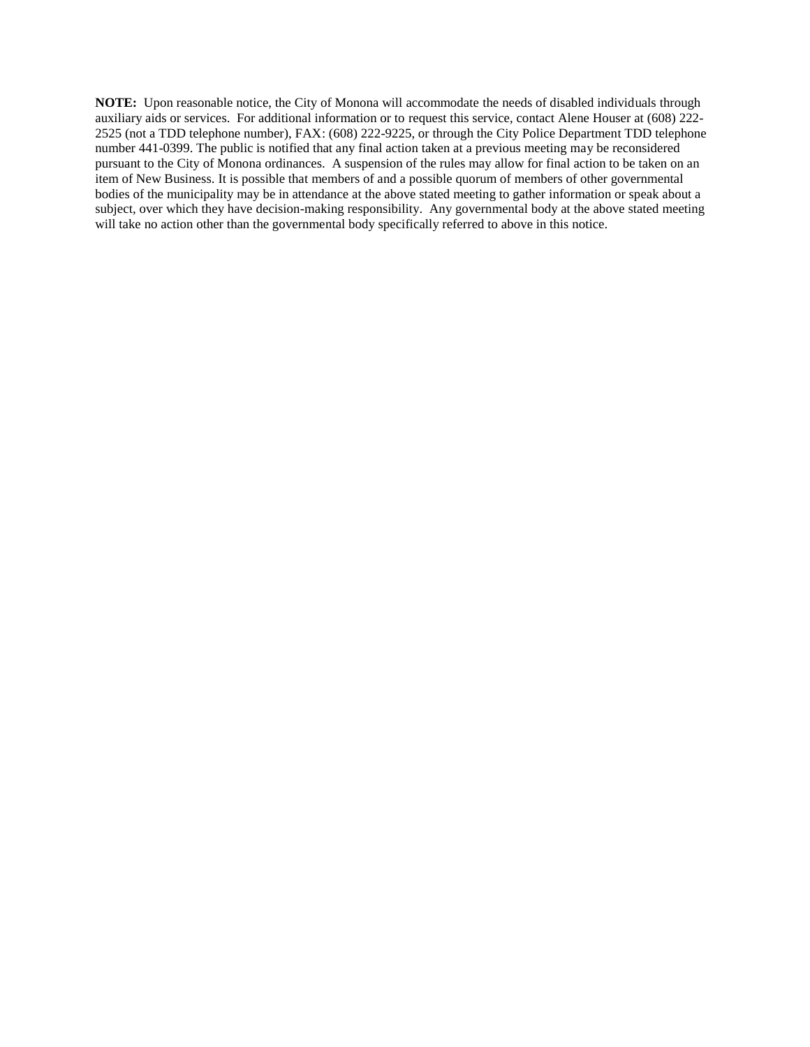**NOTE:** Upon reasonable notice, the City of Monona will accommodate the needs of disabled individuals through auxiliary aids or services. For additional information or to request this service, contact Alene Houser at (608) 222-2525 (not a TDD telephone number), FAX: (608) 222-9225, or through the City Police Department TDD telephone number 441-0399. The public is notified that any final action taken at a previous meeting may be reconsidered pursuant to the City of Monona ordinances. A suspension of the rules may allow for final action to be taken on an item of New Business. It is possible that members of and a possible quorum of members of other governmental bodies of the municipality may be in attendance at the above stated meeting to gather information or speak about a subject, over which they have decision-making responsibility. Any governmental body at the above stated meeting will take no action other than the governmental body specifically referred to above in this notice.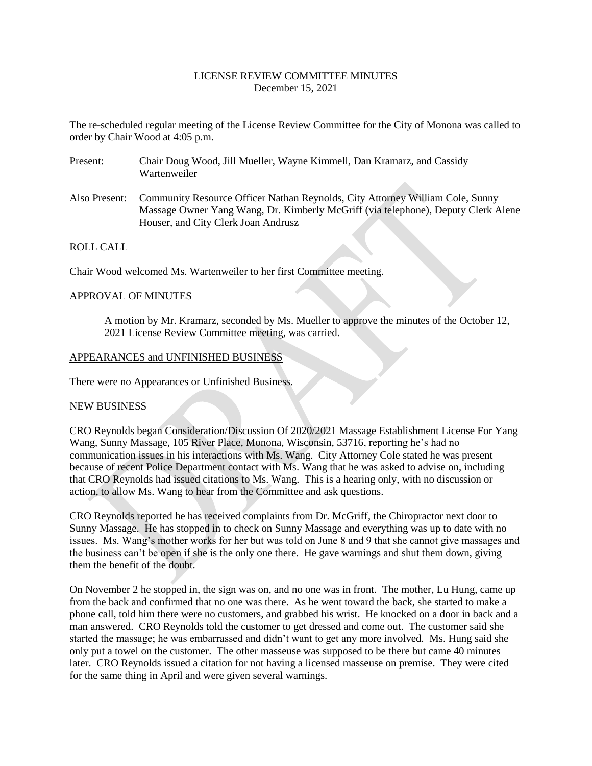# LICENSE REVIEW COMMITTEE MINUTES
December 15, 2021

The re-scheduled regular meeting of the License Review Committee for the City of Monona was called to order by Chair Wood at 4:05 p.m.

Present: Chair Doug Wood, Jill Mueller, Wayne Kimmell, Dan Kramarz, and Cassidy Wartenweiler

Also Present: Community Resource Officer Nathan Reynolds, City Attorney William Cole, Sunny Massage Owner Yang Wang, Dr. Kimberly McGriff (via telephone), Deputy Clerk Alene Houser, and City Clerk Joan Andrusz

## ROLL CALL

Chair Wood welcomed Ms. Wartenweiler to her first Committee meeting.

## APPROVAL OF MINUTES

A motion by Mr. Kramarz, seconded by Ms. Mueller to approve the minutes of the October 12, 2021 License Review Committee meeting, was carried.

## APPEARANCES and UNFINISHED BUSINESS

There were no Appearances or Unfinished Business.

## NEW BUSINESS

CRO Reynolds began Consideration/Discussion Of 2020/2021 Massage Establishment License For Yang Wang, Sunny Massage, 105 River Place, Monona, Wisconsin, 53716, reporting he's had no communication issues in his interactions with Ms. Wang. City Attorney Cole stated he was present because of recent Police Department contact with Ms. Wang that he was asked to advise on, including that CRO Reynolds had issued citations to Ms. Wang. This is a hearing only, with no discussion or action, to allow Ms. Wang to hear from the Committee and ask questions.

CRO Reynolds reported he has received complaints from Dr. McGriff, the Chiropractor next door to Sunny Massage. He has stopped in to check on Sunny Massage and everything was up to date with no issues. Ms. Wang's mother works for her but was told on June 8 and 9 that she cannot give massages and the business can't be open if she is the only one there. He gave warnings and shut them down, giving them the benefit of the doubt.

On November 2 he stopped in, the sign was on, and no one was in front. The mother, Lu Hung, came up from the back and confirmed that no one was there. As he went toward the back, she started to make a phone call, told him there were no customers, and grabbed his wrist. He knocked on a door in back and a man answered. CRO Reynolds told the customer to get dressed and come out. The customer said she started the massage; he was embarrassed and didn't want to get any more involved. Ms. Hung said she only put a towel on the customer. The other masseuse was supposed to be there but came 40 minutes later. CRO Reynolds issued a citation for not having a licensed masseuse on premise. They were cited for the same thing in April and were given several warnings.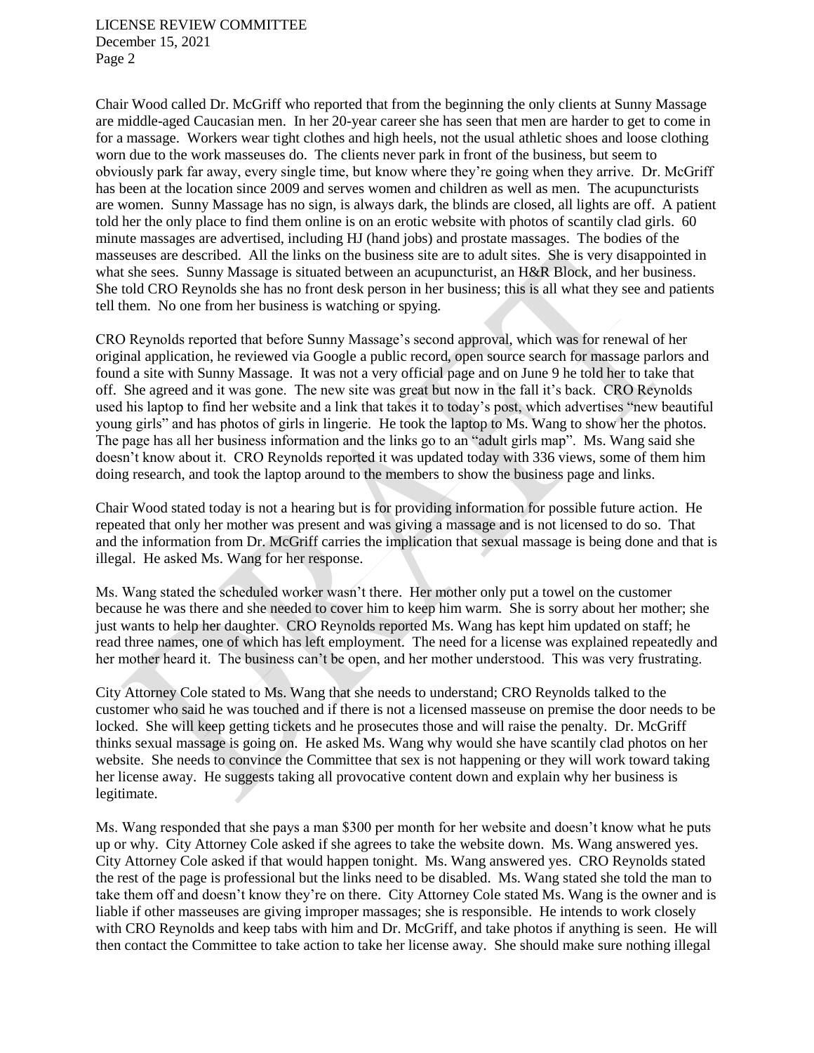Chair Wood called Dr. McGriff who reported that from the beginning the only clients at Sunny Massage are middle-aged Caucasian men. In her 20-year career she has seen that men are harder to get to come in for a massage. Workers wear tight clothes and high heels, not the usual athletic shoes and loose clothing worn due to the work masseuses do. The clients never park in front of the business, but seem to obviously park far away, every single time, but know where they're going when they arrive. Dr. McGriff has been at the location since 2009 and serves women and children as well as men. The acupuncturists are women. Sunny Massage has no sign, is always dark, the blinds are closed, all lights are off. A patient told her the only place to find them online is on an erotic website with photos of scantily clad girls. 60 minute massages are advertised, including HJ (hand jobs) and prostate massages. The bodies of the masseuses are described. All the links on the business site are to adult sites. She is very disappointed in what she sees. Sunny Massage is situated between an acupuncturist, an H&R Block, and her business. She told CRO Reynolds she has no front desk person in her business; this is all what they see and patients tell them. No one from her business is watching or spying.

CRO Reynolds reported that before Sunny Massage's second approval, which was for renewal of her original application, he reviewed via Google a public record, open source search for massage parlors and found a site with Sunny Massage. It was not a very official page and on June 9 he told her to take that off. She agreed and it was gone. The new site was great but now in the fall it's back. CRO Reynolds used his laptop to find her website and a link that takes it to today's post, which advertises "new beautiful young girls" and has photos of girls in lingerie. He took the laptop to Ms. Wang to show her the photos. The page has all her business information and the links go to an "adult girls map". Ms. Wang said she doesn't know about it. CRO Reynolds reported it was updated today with 336 views, some of them him doing research, and took the laptop around to the members to show the business page and links.

Chair Wood stated today is not a hearing but is for providing information for possible future action. He repeated that only her mother was present and was giving a massage and is not licensed to do so. That and the information from Dr. McGriff carries the implication that sexual massage is being done and that is illegal. He asked Ms. Wang for her response.

Ms. Wang stated the scheduled worker wasn't there. Her mother only put a towel on the customer because he was there and she needed to cover him to keep him warm. She is sorry about her mother; she just wants to help her daughter. CRO Reynolds reported Ms. Wang has kept him updated on staff; he read three names, one of which has left employment. The need for a license was explained repeatedly and her mother heard it. The business can't be open, and her mother understood. This was very frustrating.

City Attorney Cole stated to Ms. Wang that she needs to understand; CRO Reynolds talked to the customer who said he was touched and if there is not a licensed masseuse on premise the door needs to be locked. She will keep getting tickets and he prosecutes those and will raise the penalty. Dr. McGriff thinks sexual massage is going on. He asked Ms. Wang why would she have scantily clad photos on her website. She needs to convince the Committee that sex is not happening or they will work toward taking her license away. He suggests taking all provocative content down and explain why her business is legitimate.

Ms. Wang responded that she pays a man $300 per month for her website and doesn't know what he puts up or why. City Attorney Cole asked if she agrees to take the website down. Ms. Wang answered yes. City Attorney Cole asked if that would happen tonight. Ms. Wang answered yes. CRO Reynolds stated the rest of the page is professional but the links need to be disabled. Ms. Wang stated she told the man to take them off and doesn't know they're on there. City Attorney Cole stated Ms. Wang is the owner and is liable if other masseuses are giving improper massages; she is responsible. He intends to work closely with CRO Reynolds and keep tabs with him and Dr. McGriff, and take photos if anything is seen. He will then contact the Committee to take action to take her license away. She should make sure nothing illegal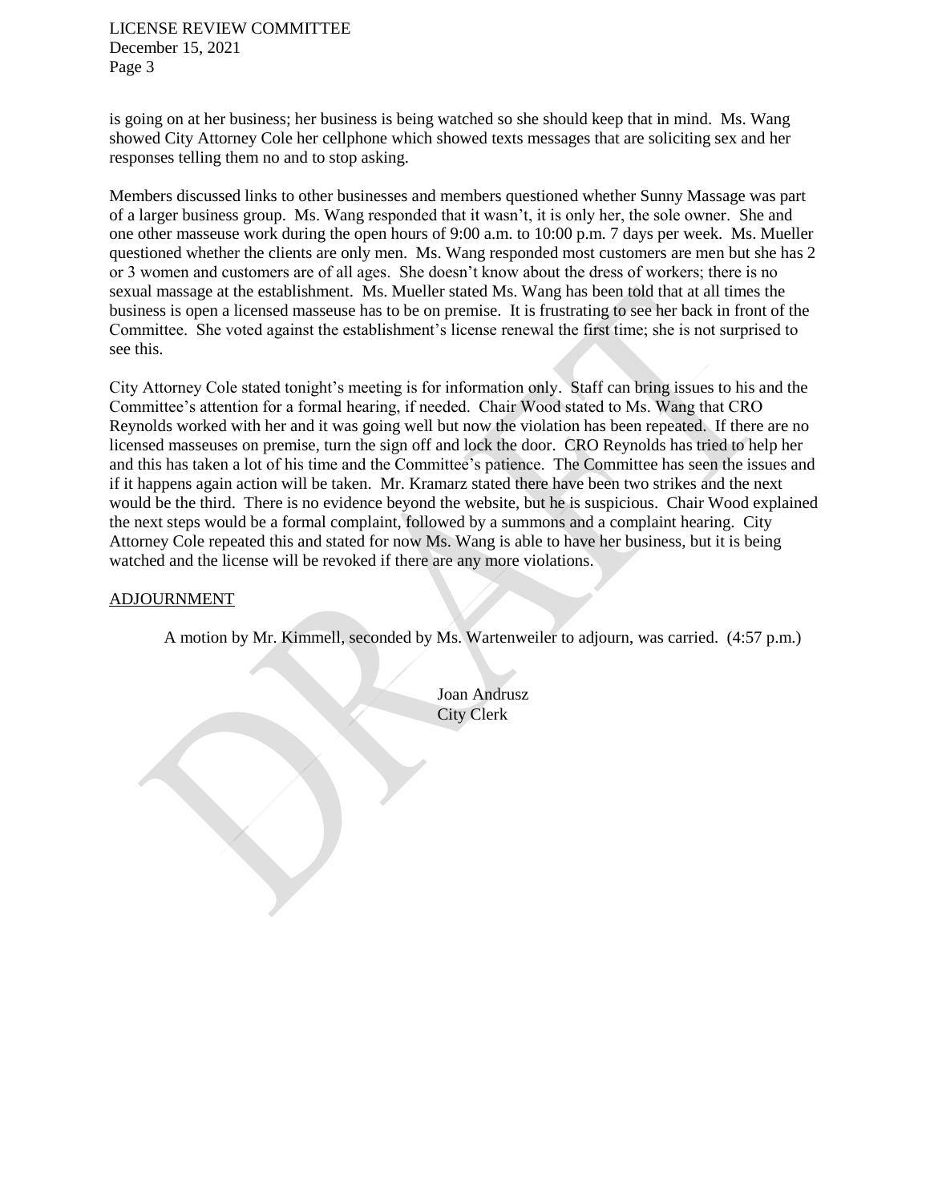is going on at her business; her business is being watched so she should keep that in mind. Ms. Wang showed City Attorney Cole her cellphone which showed texts messages that are soliciting sex and her responses telling them no and to stop asking.

Members discussed links to other businesses and members questioned whether Sunny Massage was part of a larger business group. Ms. Wang responded that it wasn't, it is only her, the sole owner. She and one other masseuse work during the open hours of 9:00 a.m. to 10:00 p.m. 7 days per week. Ms. Mueller questioned whether the clients are only men. Ms. Wang responded most customers are men but she has 2 or 3 women and customers are of all ages. She doesn't know about the dress of workers; there is no sexual massage at the establishment. Ms. Mueller stated Ms. Wang has been told that at all times the business is open a licensed masseuse has to be on premise. It is frustrating to see her back in front of the Committee. She voted against the establishment's license renewal the first time; she is not surprised to see this.

City Attorney Cole stated tonight's meeting is for information only. Staff can bring issues to his and the Committee's attention for a formal hearing, if needed. Chair Wood stated to Ms. Wang that CRO Reynolds worked with her and it was going well but now the violation has been repeated. If there are no licensed masseuses on premise, turn the sign off and lock the door. CRO Reynolds has tried to help her and this has taken a lot of his time and the Committee's patience. The Committee has seen the issues and if it happens again action will be taken. Mr. Kramarz stated there have been two strikes and the next would be the third. There is no evidence beyond the website, but he is suspicious. Chair Wood explained the next steps would be a formal complaint, followed by a summons and a complaint hearing. City Attorney Cole repeated this and stated for now Ms. Wang is able to have her business, but it is being watched and the license will be revoked if there are any more violations.

## ADJOURNMENT

A motion by Mr. Kimmell, seconded by Ms. Wartenweiler to adjourn, was carried. (4:57 p.m.)

Joan Andrusz
City Clerk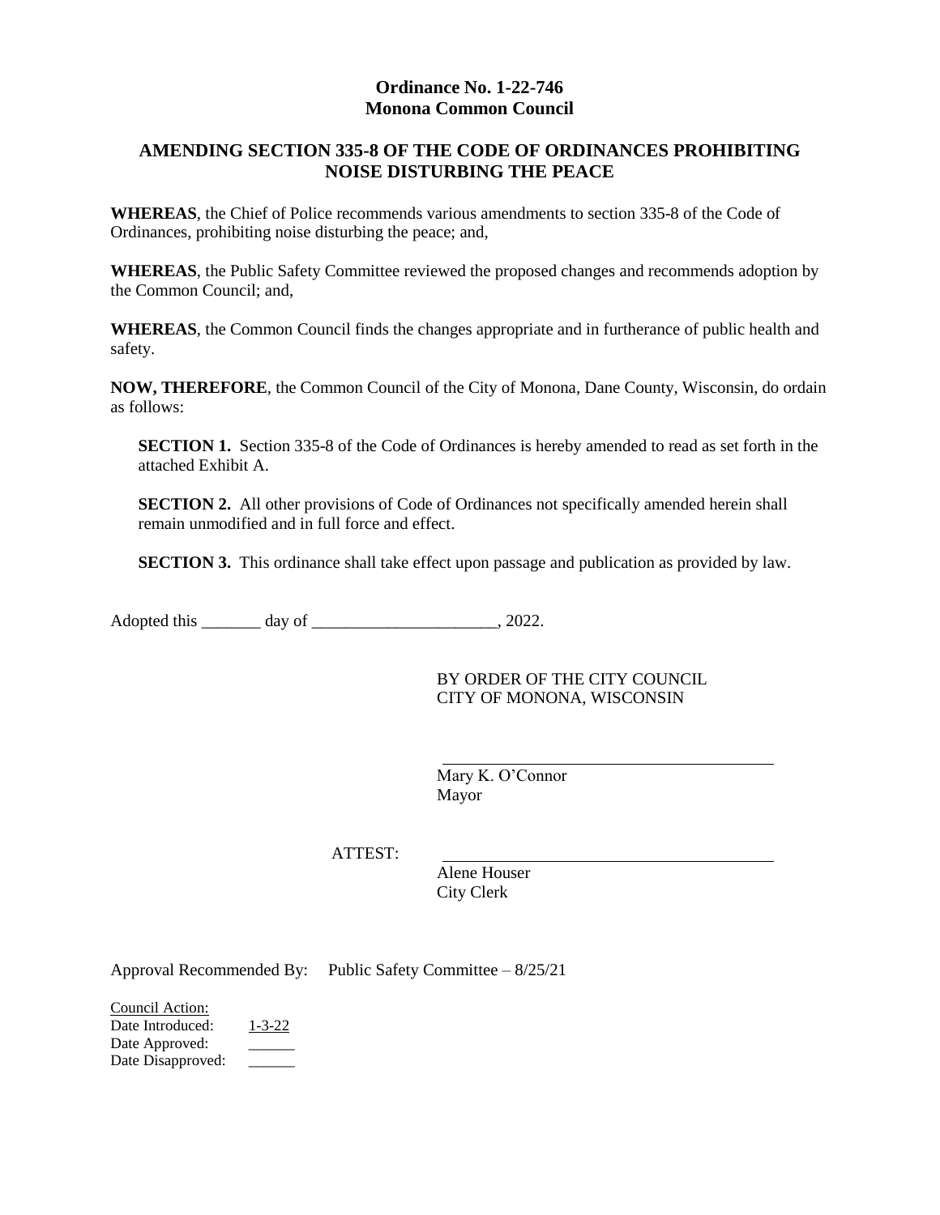**Ordinance No. 1-22-746**
**Monona Common Council**

## AMENDING SECTION 335-8 OF THE CODE OF ORDINANCES PROHIBITING NOISE DISTURBING THE PEACE

**WHEREAS**, the Chief of Police recommends various amendments to section 335-8 of the Code of Ordinances, prohibiting noise disturbing the peace; and,

**WHEREAS**, the Public Safety Committee reviewed the proposed changes and recommends adoption by the Common Council; and,

**WHEREAS**, the Common Council finds the changes appropriate and in furtherance of public health and safety.

**NOW, THEREFORE**, the Common Council of the City of Monona, Dane County, Wisconsin, do ordain as follows:

**SECTION 1.** Section 335-8 of the Code of Ordinances is hereby amended to read as set forth in the attached Exhibit A.

**SECTION 2.** All other provisions of Code of Ordinances not specifically amended herein shall remain unmodified and in full force and effect.

**SECTION 3.** This ordinance shall take effect upon passage and publication as provided by law.

Adopted this _______ day of ______________________, 2022.

BY ORDER OF THE CITY COUNCIL
CITY OF MONONA, WISCONSIN

_________________________________________
Mary K. O'Connor
Mayor

ATTEST: _________________________________________
Alene Houser
City Clerk

Approval Recommended By: Public Safety Committee – 8/25/21

Council Action:
Date Introduced: 1-3-22
Date Approved: ______
Date Disapproved: ______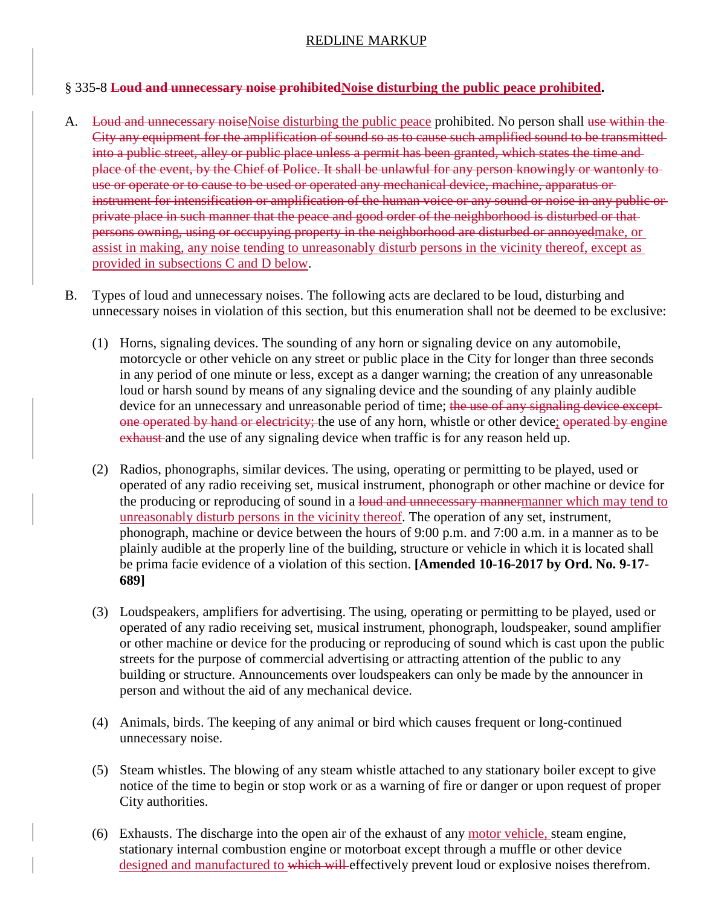§ 335-8 **~~Loud and unnecessary noise prohibited~~<u>Noise disturbing the public peace prohibited</u>.**

A. ~~Loud and unnecessary noise~~<u>Noise disturbing the public peace</u> prohibited. No person shall ~~use within the City any equipment for the amplification of sound so as to cause such amplified sound to be transmitted into a public street, alley or public place unless a permit has been granted, which states the time and place of the event, by the Chief of Police. It shall be unlawful for any person knowingly or wantonly to use or operate or to cause to be used or operated any mechanical device, machine, apparatus or instrument for intensification or amplification of the human voice or any sound or noise in any public or private place in such manner that the peace and good order of the neighborhood is disturbed or that persons owning, using or occupying property in the neighborhood are disturbed or annoyed~~<u>make, or assist in making, any noise tending to unreasonably disturb persons in the vicinity thereof, except as provided in subsections C and D below</u>.

B. Types of loud and unnecessary noises. The following acts are declared to be loud, disturbing and unnecessary noises in violation of this section, but this enumeration shall not be deemed to be exclusive:

   (1) Horns, signaling devices. The sounding of any horn or signaling device on any automobile, motorcycle or other vehicle on any street or public place in the City for longer than three seconds in any period of one minute or less, except as a danger warning; the creation of any unreasonable loud or harsh sound by means of any signaling device and the sounding of any plainly audible device for an unnecessary and unreasonable period of time; ~~the use of any signaling device except one operated by hand or electricity;~~ the use of any horn, whistle or other device<u>;</u> ~~operated by engine exhaust~~ and the use of any signaling device when traffic is for any reason held up.

   (2) Radios, phonographs, similar devices. The using, operating or permitting to be played, used or operated of any radio receiving set, musical instrument, phonograph or other machine or device for the producing or reproducing of sound in a ~~loud and unnecessary manner~~<u>manner which may tend to unreasonably disturb persons in the vicinity thereof</u>. The operation of any set, instrument, phonograph, machine or device between the hours of 9:00 p.m. and 7:00 a.m. in a manner as to be plainly audible at the properly line of the building, structure or vehicle in which it is located shall be prima facie evidence of a violation of this section. **[Amended 10-16-2017 by Ord. No. 9-17-689]**

   (3) Loudspeakers, amplifiers for advertising. The using, operating or permitting to be played, used or operated of any radio receiving set, musical instrument, phonograph, loudspeaker, sound amplifier or other machine or device for the producing or reproducing of sound which is cast upon the public streets for the purpose of commercial advertising or attracting attention of the public to any building or structure. Announcements over loudspeakers can only be made by the announcer in person and without the aid of any mechanical device.

   (4) Animals, birds. The keeping of any animal or bird which causes frequent or long-continued unnecessary noise.

   (5) Steam whistles. The blowing of any steam whistle attached to any stationary boiler except to give notice of the time to begin or stop work or as a warning of fire or danger or upon request of proper City authorities.

   (6) Exhausts. The discharge into the open air of the exhaust of any <u>motor vehicle,</u> steam engine, stationary internal combustion engine or motorboat except through a muffle or other device <u>designed and manufactured to</u> ~~which will~~ effectively prevent loud or explosive noises therefrom.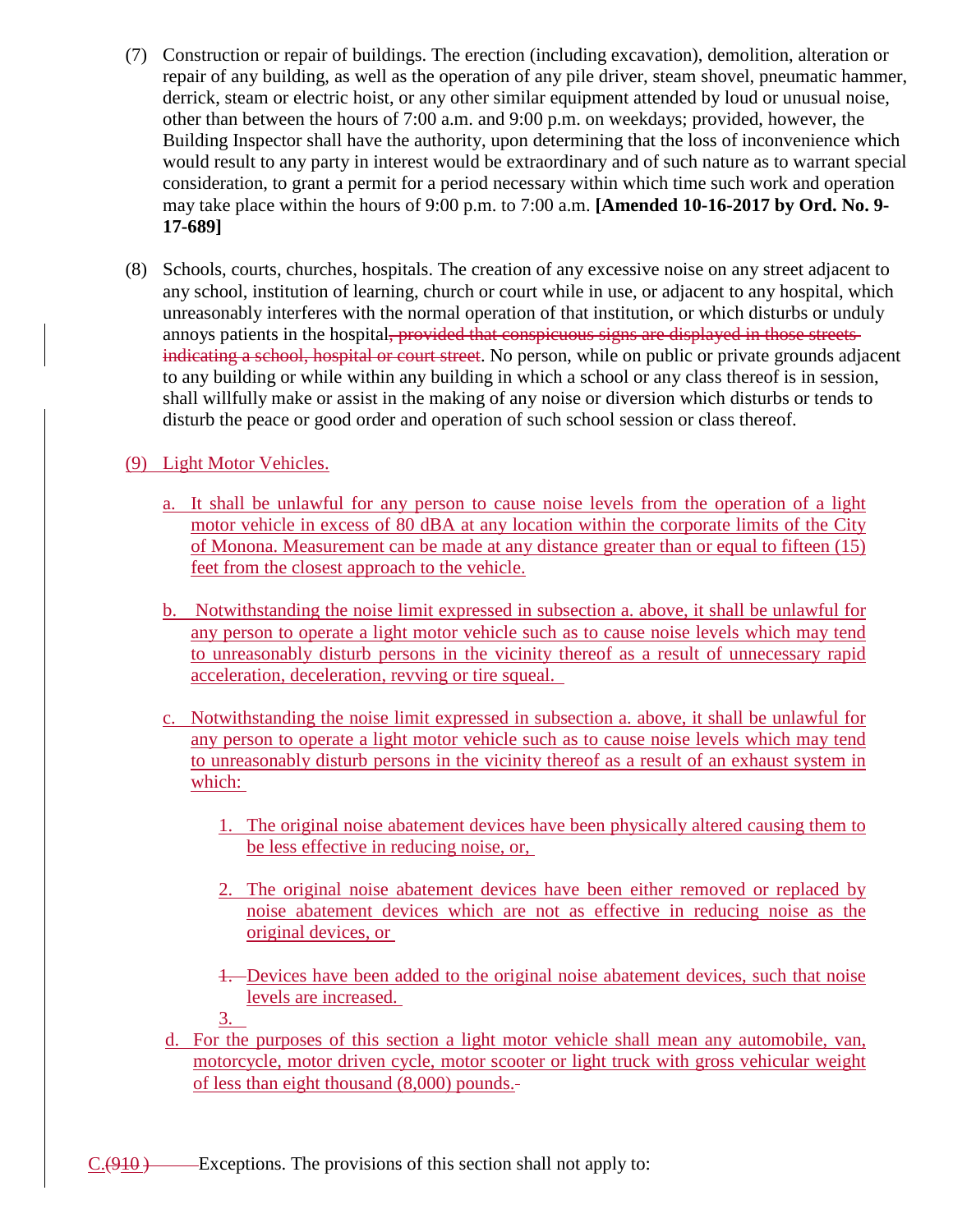(7) Construction or repair of buildings. The erection (including excavation), demolition, alteration or repair of any building, as well as the operation of any pile driver, steam shovel, pneumatic hammer, derrick, steam or electric hoist, or any other similar equipment attended by loud or unusual noise, other than between the hours of 7:00 a.m. and 9:00 p.m. on weekdays; provided, however, the Building Inspector shall have the authority, upon determining that the loss of inconvenience which would result to any party in interest would be extraordinary and of such nature as to warrant special consideration, to grant a permit for a period necessary within which time such work and operation may take place within the hours of 9:00 p.m. to 7:00 a.m. **[Amended 10-16-2017 by Ord. No. 9-17-689]**

(8) Schools, courts, churches, hospitals. The creation of any excessive noise on any street adjacent to any school, institution of learning, church or court while in use, or adjacent to any hospital, which unreasonably interferes with the normal operation of that institution, or which disturbs or unduly annoys patients in the hospital~~, provided that conspicuous signs are displayed in those streets indicating a school, hospital or court street~~. No person, while on public or private grounds adjacent to any building or while within any building in which a school or any class thereof is in session, shall willfully make or assist in the making of any noise or diversion which disturbs or tends to disturb the peace or good order and operation of such school session or class thereof.

(9) Light Motor Vehicles.

a. It shall be unlawful for any person to cause noise levels from the operation of a light motor vehicle in excess of 80 dBA at any location within the corporate limits of the City of Monona. Measurement can be made at any distance greater than or equal to fifteen (15) feet from the closest approach to the vehicle.

b. Notwithstanding the noise limit expressed in subsection a. above, it shall be unlawful for any person to operate a light motor vehicle such as to cause noise levels which may tend to unreasonably disturb persons in the vicinity thereof as a result of unnecessary rapid acceleration, deceleration, revving or tire squeal.

c. Notwithstanding the noise limit expressed in subsection a. above, it shall be unlawful for any person to operate a light motor vehicle such as to cause noise levels which may tend to unreasonably disturb persons in the vicinity thereof as a result of an exhaust system in which:

1. The original noise abatement devices have been physically altered causing them to be less effective in reducing noise, or,

2. The original noise abatement devices have been either removed or replaced by noise abatement devices which are not as effective in reducing noise as the original devices, or

3. Devices have been added to the original noise abatement devices, such that noise levels are increased.

d. For the purposes of this section a light motor vehicle shall mean any automobile, van, motorcycle, motor driven cycle, motor scooter or light truck with gross vehicular weight of less than eight thousand (8,000) pounds.

C.~~(910)~~ Exceptions. The provisions of this section shall not apply to: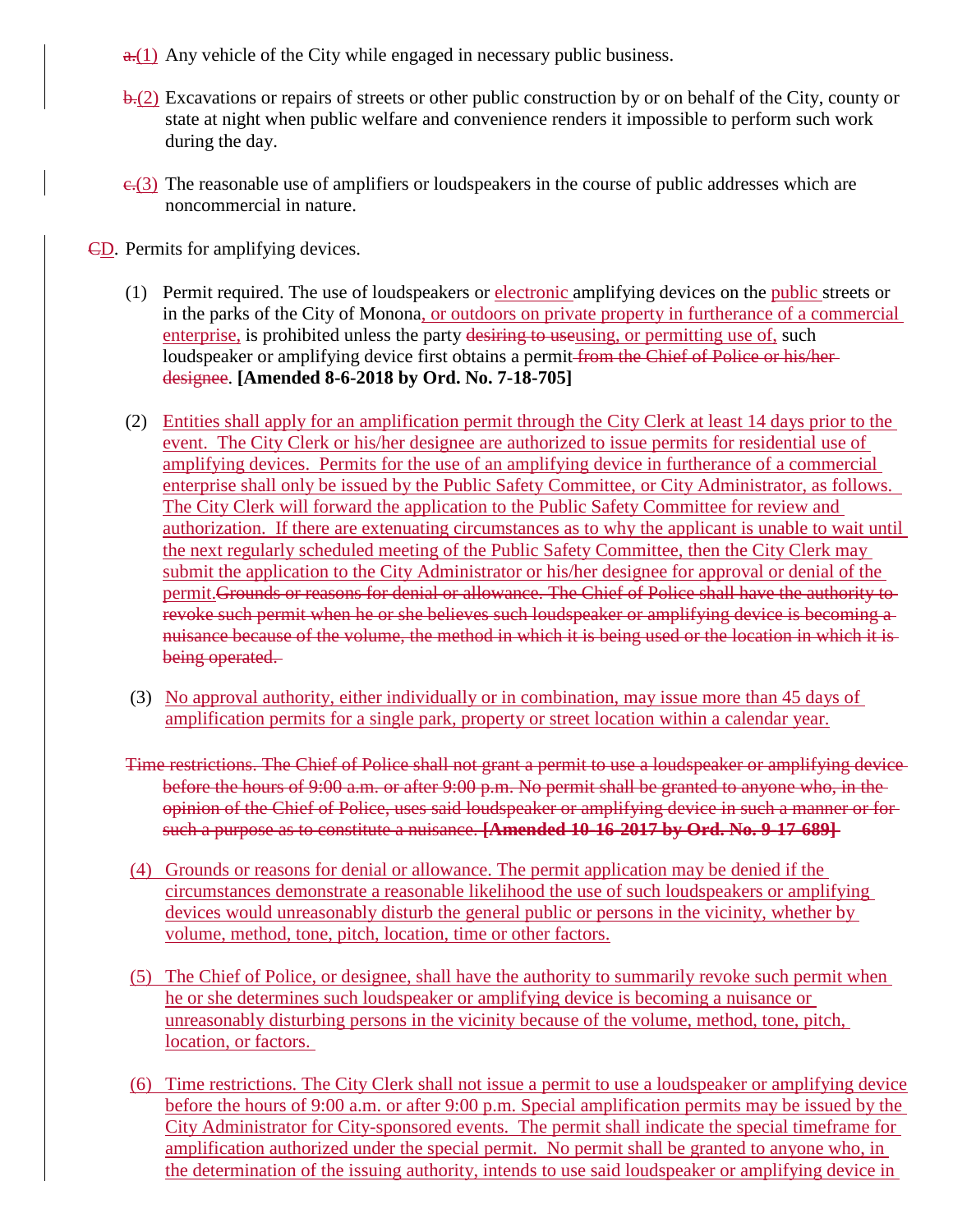~~a.~~(1) Any vehicle of the City while engaged in necessary public business.

~~b.~~(2) Excavations or repairs of streets or other public construction by or on behalf of the City, county or state at night when public welfare and convenience renders it impossible to perform such work during the day.

~~c.~~(3) The reasonable use of amplifiers or loudspeakers in the course of public addresses which are noncommercial in nature.

~~C~~D. Permits for amplifying devices.

(1) Permit required. The use of loudspeakers or electronic amplifying devices on the public streets or in the parks of the City of Monona, or outdoors on private property in furtherance of a commercial enterprise, is prohibited unless the party ~~desiring to use~~using, or permitting use of, such loudspeaker or amplifying device first obtains a permit ~~from the Chief of Police or his/her designee~~. **[Amended 8-6-2018 by Ord. No. 7-18-705]**

(2) Entities shall apply for an amplification permit through the City Clerk at least 14 days prior to the event. The City Clerk or his/her designee are authorized to issue permits for residential use of amplifying devices. Permits for the use of an amplifying device in furtherance of a commercial enterprise shall only be issued by the Public Safety Committee, or City Administrator, as follows. The City Clerk will forward the application to the Public Safety Committee for review and authorization. If there are extenuating circumstances as to why the applicant is unable to wait until the next regularly scheduled meeting of the Public Safety Committee, then the City Clerk may submit the application to the City Administrator or his/her designee for approval or denial of the permit.~~Grounds or reasons for denial or allowance. The Chief of Police shall have the authority to revoke such permit when he or she believes such loudspeaker or amplifying device is becoming a nuisance because of the volume, the method in which it is being used or the location in which it is being operated.~~

(3) No approval authority, either individually or in combination, may issue more than 45 days of amplification permits for a single park, property or street location within a calendar year.

~~Time restrictions. The Chief of Police shall not grant a permit to use a loudspeaker or amplifying device before the hours of 9:00 a.m. or after 9:00 p.m. No permit shall be granted to anyone who, in the opinion of the Chief of Police, uses said loudspeaker or amplifying device in such a manner or for such a purpose as to constitute a nuisance. **[Amended 10-16-2017 by Ord. No. 9-17-689]**~~

(4) Grounds or reasons for denial or allowance. The permit application may be denied if the circumstances demonstrate a reasonable likelihood the use of such loudspeakers or amplifying devices would unreasonably disturb the general public or persons in the vicinity, whether by volume, method, tone, pitch, location, time or other factors.

(5) The Chief of Police, or designee, shall have the authority to summarily revoke such permit when he or she determines such loudspeaker or amplifying device is becoming a nuisance or unreasonably disturbing persons in the vicinity because of the volume, method, tone, pitch, location, or factors.

(6) Time restrictions. The City Clerk shall not issue a permit to use a loudspeaker or amplifying device before the hours of 9:00 a.m. or after 9:00 p.m. Special amplification permits may be issued by the City Administrator for City-sponsored events. The permit shall indicate the special timeframe for amplification authorized under the special permit. No permit shall be granted to anyone who, in the determination of the issuing authority, intends to use said loudspeaker or amplifying device in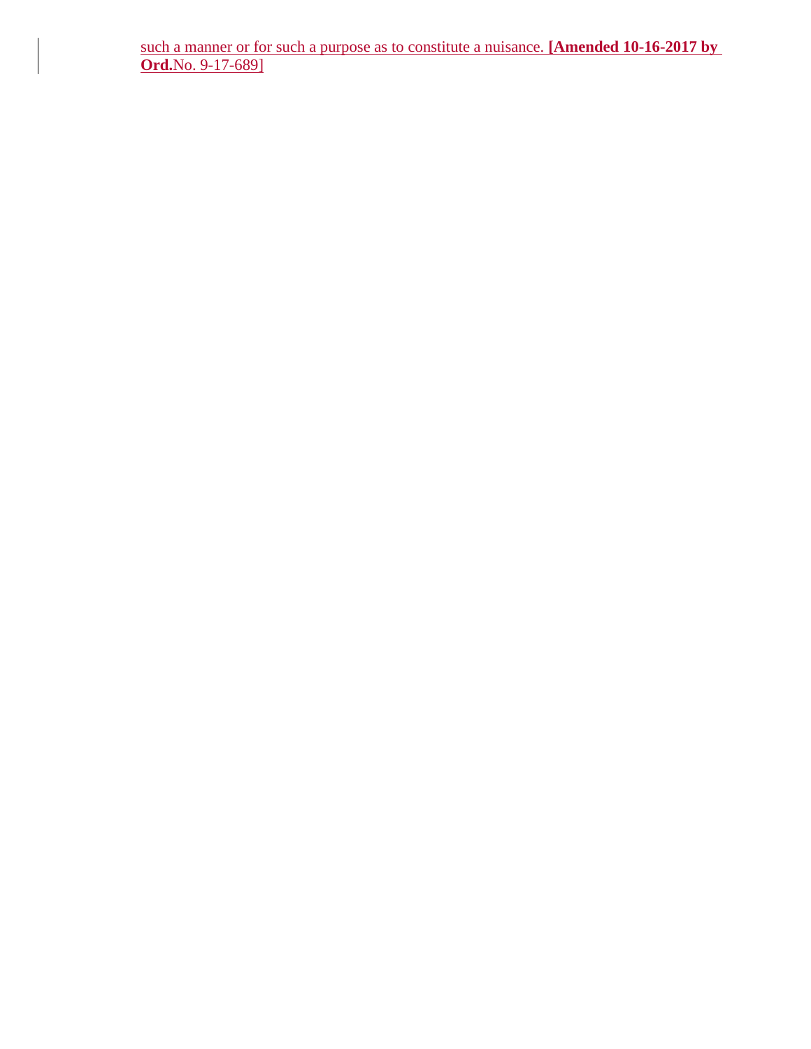such a manner or for such a purpose as to constitute a nuisance. **[Amended 10-16-2017 by Ord.**No. 9-17-689]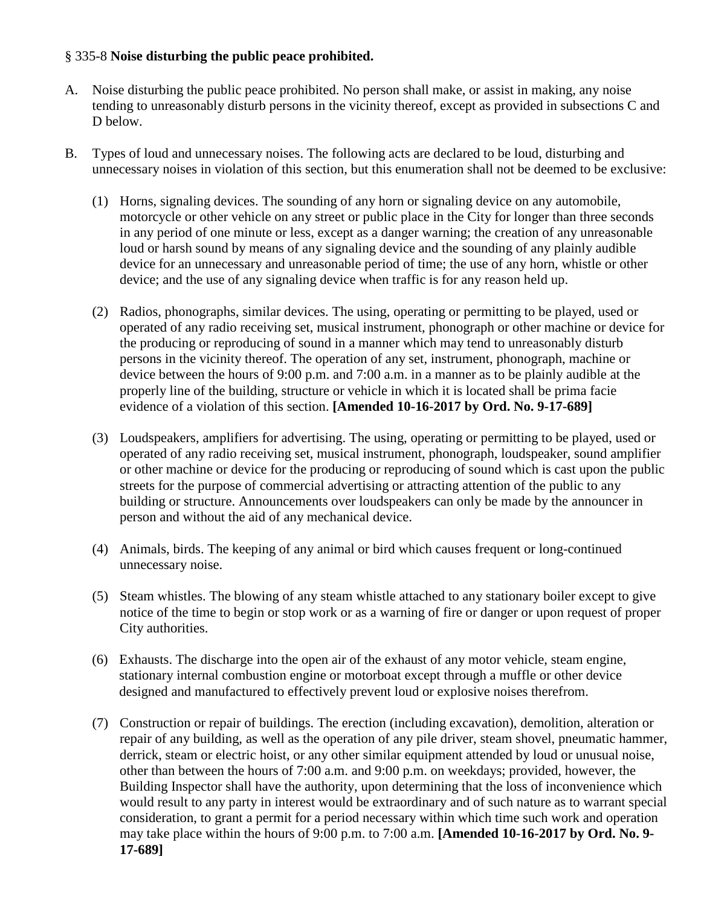§ 335-8 **Noise disturbing the public peace prohibited.**

A. Noise disturbing the public peace prohibited. No person shall make, or assist in making, any noise tending to unreasonably disturb persons in the vicinity thereof, except as provided in subsections C and D below.

B. Types of loud and unnecessary noises. The following acts are declared to be loud, disturbing and unnecessary noises in violation of this section, but this enumeration shall not be deemed to be exclusive:

   (1) Horns, signaling devices. The sounding of any horn or signaling device on any automobile, motorcycle or other vehicle on any street or public place in the City for longer than three seconds in any period of one minute or less, except as a danger warning; the creation of any unreasonable loud or harsh sound by means of any signaling device and the sounding of any plainly audible device for an unnecessary and unreasonable period of time; the use of any horn, whistle or other device; and the use of any signaling device when traffic is for any reason held up.

   (2) Radios, phonographs, similar devices. The using, operating or permitting to be played, used or operated of any radio receiving set, musical instrument, phonograph or other machine or device for the producing or reproducing of sound in a manner which may tend to unreasonably disturb persons in the vicinity thereof. The operation of any set, instrument, phonograph, machine or device between the hours of 9:00 p.m. and 7:00 a.m. in a manner as to be plainly audible at the properly line of the building, structure or vehicle in which it is located shall be prima facie evidence of a violation of this section. **[Amended 10-16-2017 by Ord. No. 9-17-689]**

   (3) Loudspeakers, amplifiers for advertising. The using, operating or permitting to be played, used or operated of any radio receiving set, musical instrument, phonograph, loudspeaker, sound amplifier or other machine or device for the producing or reproducing of sound which is cast upon the public streets for the purpose of commercial advertising or attracting attention of the public to any building or structure. Announcements over loudspeakers can only be made by the announcer in person and without the aid of any mechanical device.

   (4) Animals, birds. The keeping of any animal or bird which causes frequent or long-continued unnecessary noise.

   (5) Steam whistles. The blowing of any steam whistle attached to any stationary boiler except to give notice of the time to begin or stop work or as a warning of fire or danger or upon request of proper City authorities.

   (6) Exhausts. The discharge into the open air of the exhaust of any motor vehicle, steam engine, stationary internal combustion engine or motorboat except through a muffle or other device designed and manufactured to effectively prevent loud or explosive noises therefrom.

   (7) Construction or repair of buildings. The erection (including excavation), demolition, alteration or repair of any building, as well as the operation of any pile driver, steam shovel, pneumatic hammer, derrick, steam or electric hoist, or any other similar equipment attended by loud or unusual noise, other than between the hours of 7:00 a.m. and 9:00 p.m. on weekdays; provided, however, the Building Inspector shall have the authority, upon determining that the loss of inconvenience which would result to any party in interest would be extraordinary and of such nature as to warrant special consideration, to grant a permit for a period necessary within which time such work and operation may take place within the hours of 9:00 p.m. to 7:00 a.m. **[Amended 10-16-2017 by Ord. No. 9-17-689]**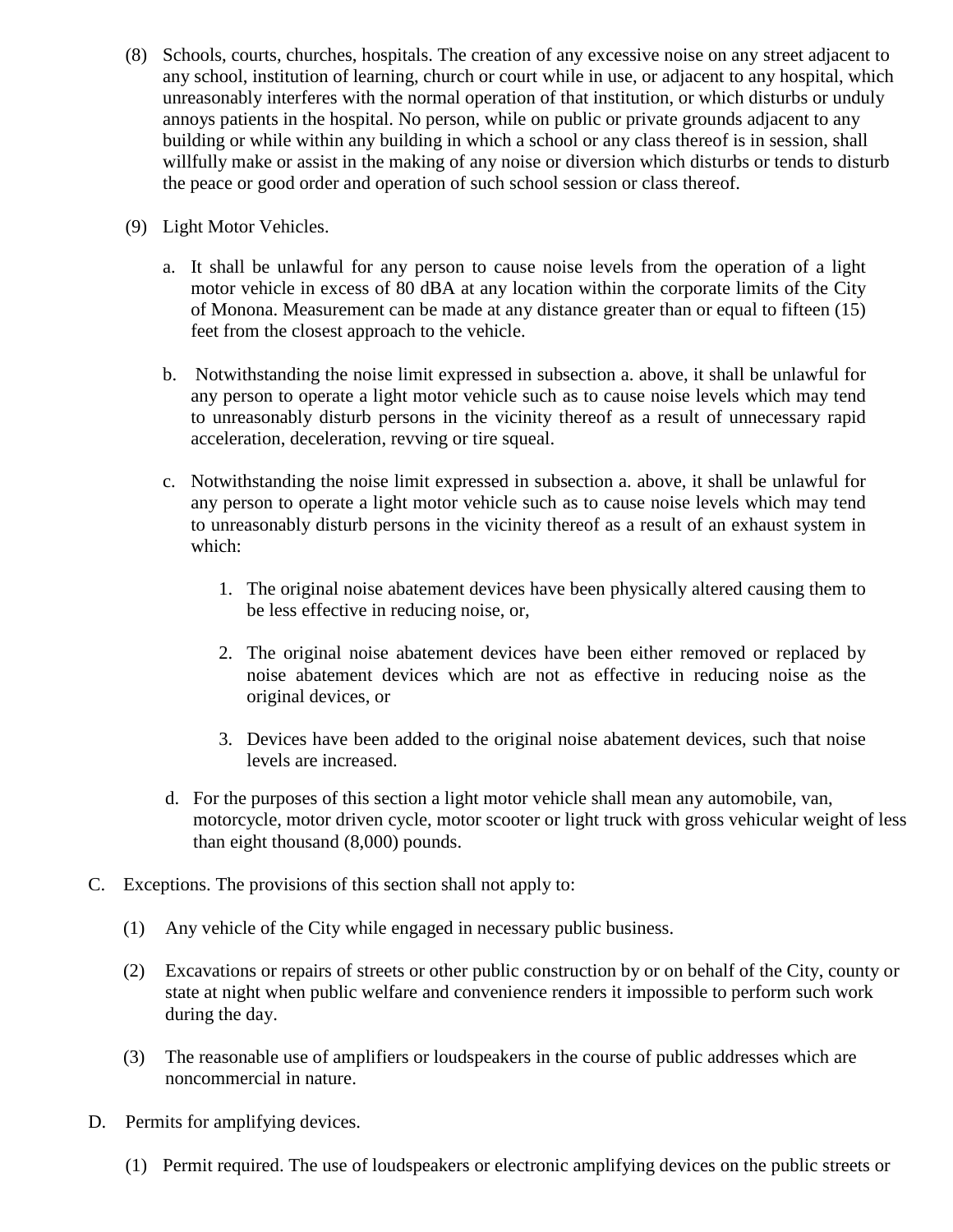(8) Schools, courts, churches, hospitals. The creation of any excessive noise on any street adjacent to any school, institution of learning, church or court while in use, or adjacent to any hospital, which unreasonably interferes with the normal operation of that institution, or which disturbs or unduly annoys patients in the hospital. No person, while on public or private grounds adjacent to any building or while within any building in which a school or any class thereof is in session, shall willfully make or assist in the making of any noise or diversion which disturbs or tends to disturb the peace or good order and operation of such school session or class thereof.

(9) Light Motor Vehicles.

a. It shall be unlawful for any person to cause noise levels from the operation of a light motor vehicle in excess of 80 dBA at any location within the corporate limits of the City of Monona. Measurement can be made at any distance greater than or equal to fifteen (15) feet from the closest approach to the vehicle.

b. Notwithstanding the noise limit expressed in subsection a. above, it shall be unlawful for any person to operate a light motor vehicle such as to cause noise levels which may tend to unreasonably disturb persons in the vicinity thereof as a result of unnecessary rapid acceleration, deceleration, revving or tire squeal.

c. Notwithstanding the noise limit expressed in subsection a. above, it shall be unlawful for any person to operate a light motor vehicle such as to cause noise levels which may tend to unreasonably disturb persons in the vicinity thereof as a result of an exhaust system in which:

1. The original noise abatement devices have been physically altered causing them to be less effective in reducing noise, or,

2. The original noise abatement devices have been either removed or replaced by noise abatement devices which are not as effective in reducing noise as the original devices, or

3. Devices have been added to the original noise abatement devices, such that noise levels are increased.

d. For the purposes of this section a light motor vehicle shall mean any automobile, van, motorcycle, motor driven cycle, motor scooter or light truck with gross vehicular weight of less than eight thousand (8,000) pounds.

C. Exceptions. The provisions of this section shall not apply to:

(1) Any vehicle of the City while engaged in necessary public business.

(2) Excavations or repairs of streets or other public construction by or on behalf of the City, county or state at night when public welfare and convenience renders it impossible to perform such work during the day.

(3) The reasonable use of amplifiers or loudspeakers in the course of public addresses which are noncommercial in nature.

D. Permits for amplifying devices.

(1) Permit required. The use of loudspeakers or electronic amplifying devices on the public streets or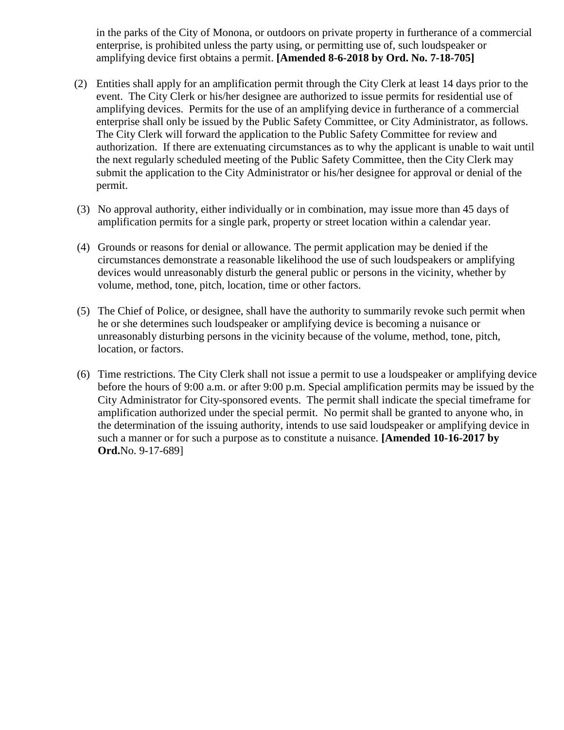in the parks of the City of Monona, or outdoors on private property in furtherance of a commercial enterprise, is prohibited unless the party using, or permitting use of, such loudspeaker or amplifying device first obtains a permit. **[Amended 8-6-2018 by Ord. No. 7-18-705]**

(2) Entities shall apply for an amplification permit through the City Clerk at least 14 days prior to the event. The City Clerk or his/her designee are authorized to issue permits for residential use of amplifying devices. Permits for the use of an amplifying device in furtherance of a commercial enterprise shall only be issued by the Public Safety Committee, or City Administrator, as follows. The City Clerk will forward the application to the Public Safety Committee for review and authorization. If there are extenuating circumstances as to why the applicant is unable to wait until the next regularly scheduled meeting of the Public Safety Committee, then the City Clerk may submit the application to the City Administrator or his/her designee for approval or denial of the permit.

(3) No approval authority, either individually or in combination, may issue more than 45 days of amplification permits for a single park, property or street location within a calendar year.

(4) Grounds or reasons for denial or allowance. The permit application may be denied if the circumstances demonstrate a reasonable likelihood the use of such loudspeakers or amplifying devices would unreasonably disturb the general public or persons in the vicinity, whether by volume, method, tone, pitch, location, time or other factors.

(5) The Chief of Police, or designee, shall have the authority to summarily revoke such permit when he or she determines such loudspeaker or amplifying device is becoming a nuisance or unreasonably disturbing persons in the vicinity because of the volume, method, tone, pitch, location, or factors.

(6) Time restrictions. The City Clerk shall not issue a permit to use a loudspeaker or amplifying device before the hours of 9:00 a.m. or after 9:00 p.m. Special amplification permits may be issued by the City Administrator for City-sponsored events. The permit shall indicate the special timeframe for amplification authorized under the special permit. No permit shall be granted to anyone who, in the determination of the issuing authority, intends to use said loudspeaker or amplifying device in such a manner or for such a purpose as to constitute a nuisance. **[Amended 10-16-2017 by Ord.**No. 9-17-689]